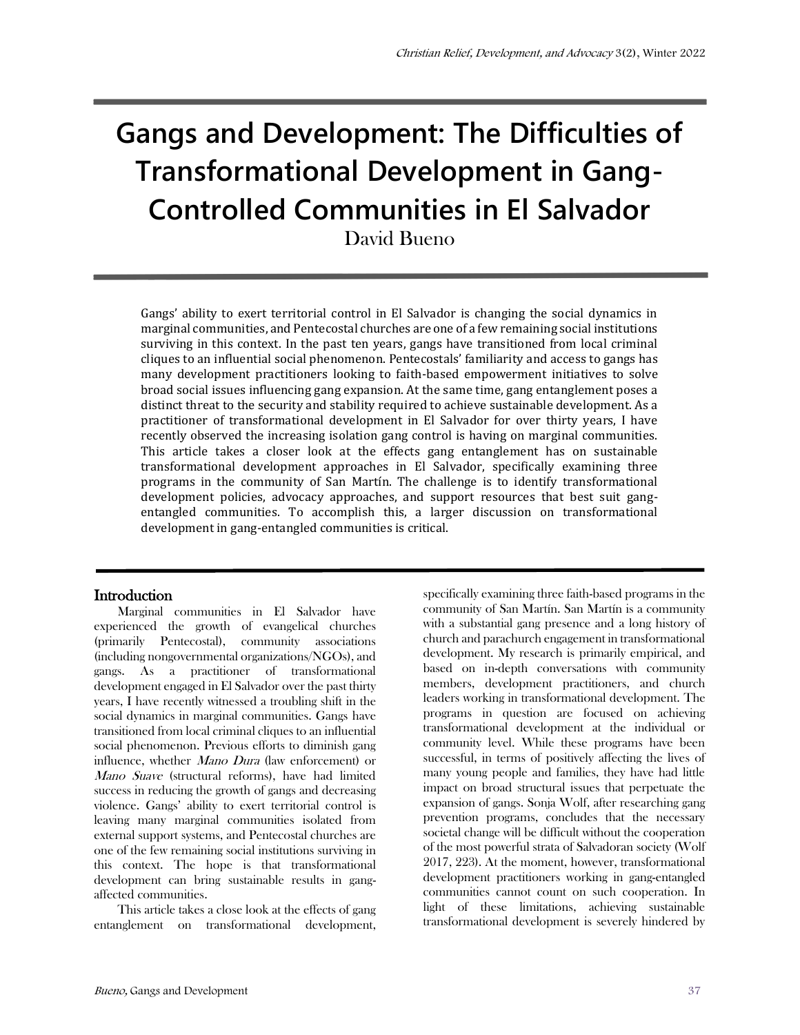# Gangs and Development: The Difficulties of Transformational Development in Gang-Controlled Communities in El Salvador

David Bueno

Gangs' ability to exert territorial control in El Salvador is changing the social dynamics in marginal communities, and Pentecostal churches are one of a few remaining social institutions surviving in this context. In the past ten years, gangs have transitioned from local criminal cliques to an influential social phenomenon. Pentecostals' familiarity and access to gangs has many development practitioners looking to faith-based empowerment initiatives to solve broad social issues influencing gang expansion. At the same time, gang entanglement poses a distinct threat to the security and stability required to achieve sustainable development. As a practitioner of transformational development in El Salvador for over thirty years, I have recently observed the increasing isolation gang control is having on marginal communities. This article takes a closer look at the effects gang entanglement has on sustainable transformational development approaches in El Salvador, specifically examining three programs in the community of San Martín. The challenge is to identify transformational development policies, advocacy approaches, and support resources that best suit gang-entangled communities. To accomplish this, a larger discussion on transformational development in gang-entangled communities is critical.

## Introduction

Marginal communities in El Salvador have experienced the growth of evangelical churches (primarily Pentecostal), community associations (including nongovernmental organizations/NGOs), and gangs. As a practitioner of transformational development engaged in El Salvador over the past thirty years, I have recently witnessed a troubling shift in the social dynamics in marginal communities. Gangs have transitioned from local criminal cliques to an influential social phenomenon. Previous efforts to diminish gang influence, whether *Mano Dura* (law enforcement) or *Mano Suave* (structural reforms), have had limited success in reducing the growth of gangs and decreasing violence. Gangs' ability to exert territorial control is leaving many marginal communities isolated from external support systems, and Pentecostal churches are one of the few remaining social institutions surviving in this context. The hope is that transformational development can bring sustainable results in gang-affected communities.

This article takes a close look at the effects of gang entanglement on transformational development, specifically examining three faith-based programs in the community of San Martín. San Martín is a community with a substantial gang presence and a long history of church and parachurch engagement in transformational development. My research is primarily empirical, and based on in-depth conversations with community members, development practitioners, and church leaders working in transformational development. The programs in question are focused on achieving transformational development at the individual or community level. While these programs have been successful, in terms of positively affecting the lives of many young people and families, they have had little impact on broad structural issues that perpetuate the expansion of gangs. Sonja Wolf, after researching gang prevention programs, concludes that the necessary societal change will be difficult without the cooperation of the most powerful strata of Salvadoran society (Wolf 2017, 223). At the moment, however, transformational development practitioners working in gang-entangled communities cannot count on such cooperation. In light of these limitations, achieving sustainable transformational development is severely hindered by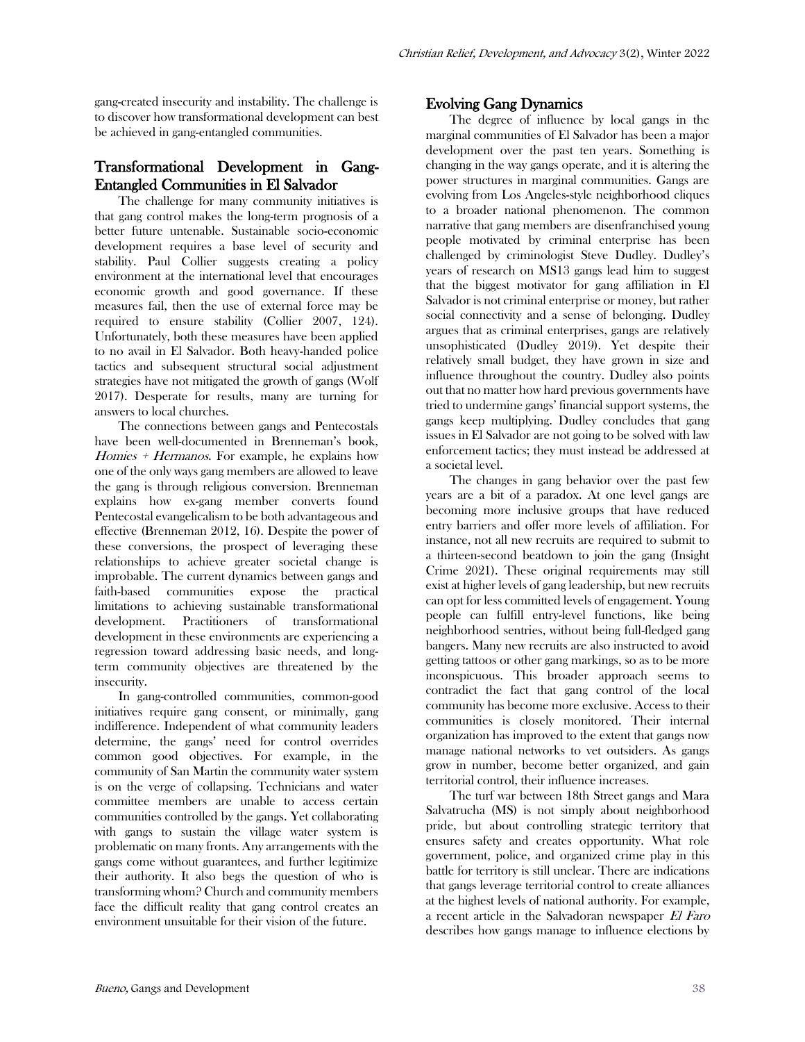gang-created insecurity and instability. The challenge is to discover how transformational development can best be achieved in gang-entangled communities.

## Transformational Development in Gang-Entangled Communities in El Salvador

The challenge for many community initiatives is that gang control makes the long-term prognosis of a better future untenable. Sustainable socio-economic development requires a base level of security and stability. Paul Collier suggests creating a policy environment at the international level that encourages economic growth and good governance. If these measures fail, then the use of external force may be required to ensure stability (Collier 2007, 124). Unfortunately, both these measures have been applied to no avail in El Salvador. Both heavy-handed police tactics and subsequent structural social adjustment strategies have not mitigated the growth of gangs (Wolf 2017). Desperate for results, many are turning for answers to local churches.

The connections between gangs and Pentecostals have been well-documented in Brenneman's book, *Homies + Hermanos*. For example, he explains how one of the only ways gang members are allowed to leave the gang is through religious conversion. Brenneman explains how ex-gang member converts found Pentecostal evangelicalism to be both advantageous and effective (Brenneman 2012, 16). Despite the power of these conversions, the prospect of leveraging these relationships to achieve greater societal change is improbable. The current dynamics between gangs and faith-based communities expose the practical limitations to achieving sustainable transformational development. Practitioners of transformational development in these environments are experiencing a regression toward addressing basic needs, and long-term community objectives are threatened by the insecurity.

In gang-controlled communities, common-good initiatives require gang consent, or minimally, gang indifference. Independent of what community leaders determine, the gangs' need for control overrides common good objectives. For example, in the community of San Martin the community water system is on the verge of collapsing. Technicians and water committee members are unable to access certain communities controlled by the gangs. Yet collaborating with gangs to sustain the village water system is problematic on many fronts. Any arrangements with the gangs come without guarantees, and further legitimize their authority. It also begs the question of who is transforming whom? Church and community members face the difficult reality that gang control creates an environment unsuitable for their vision of the future.

## Evolving Gang Dynamics

The degree of influence by local gangs in the marginal communities of El Salvador has been a major development over the past ten years. Something is changing in the way gangs operate, and it is altering the power structures in marginal communities. Gangs are evolving from Los Angeles-style neighborhood cliques to a broader national phenomenon. The common narrative that gang members are disenfranchised young people motivated by criminal enterprise has been challenged by criminologist Steve Dudley. Dudley's years of research on MS13 gangs lead him to suggest that the biggest motivator for gang affiliation in El Salvador is not criminal enterprise or money, but rather social connectivity and a sense of belonging. Dudley argues that as criminal enterprises, gangs are relatively unsophisticated (Dudley 2019). Yet despite their relatively small budget, they have grown in size and influence throughout the country. Dudley also points out that no matter how hard previous governments have tried to undermine gangs' financial support systems, the gangs keep multiplying. Dudley concludes that gang issues in El Salvador are not going to be solved with law enforcement tactics; they must instead be addressed at a societal level.

The changes in gang behavior over the past few years are a bit of a paradox. At one level gangs are becoming more inclusive groups that have reduced entry barriers and offer more levels of affiliation. For instance, not all new recruits are required to submit to a thirteen-second beatdown to join the gang (Insight Crime 2021). These original requirements may still exist at higher levels of gang leadership, but new recruits can opt for less committed levels of engagement. Young people can fulfill entry-level functions, like being neighborhood sentries, without being full-fledged gang bangers. Many new recruits are also instructed to avoid getting tattoos or other gang markings, so as to be more inconspicuous. This broader approach seems to contradict the fact that gang control of the local community has become more exclusive. Access to their communities is closely monitored. Their internal organization has improved to the extent that gangs now manage national networks to vet outsiders. As gangs grow in number, become better organized, and gain territorial control, their influence increases.

The turf war between 18th Street gangs and Mara Salvatrucha (MS) is not simply about neighborhood pride, but about controlling strategic territory that ensures safety and creates opportunity. What role government, police, and organized crime play in this battle for territory is still unclear. There are indications that gangs leverage territorial control to create alliances at the highest levels of national authority. For example, a recent article in the Salvadoran newspaper *El Faro* describes how gangs manage to influence elections by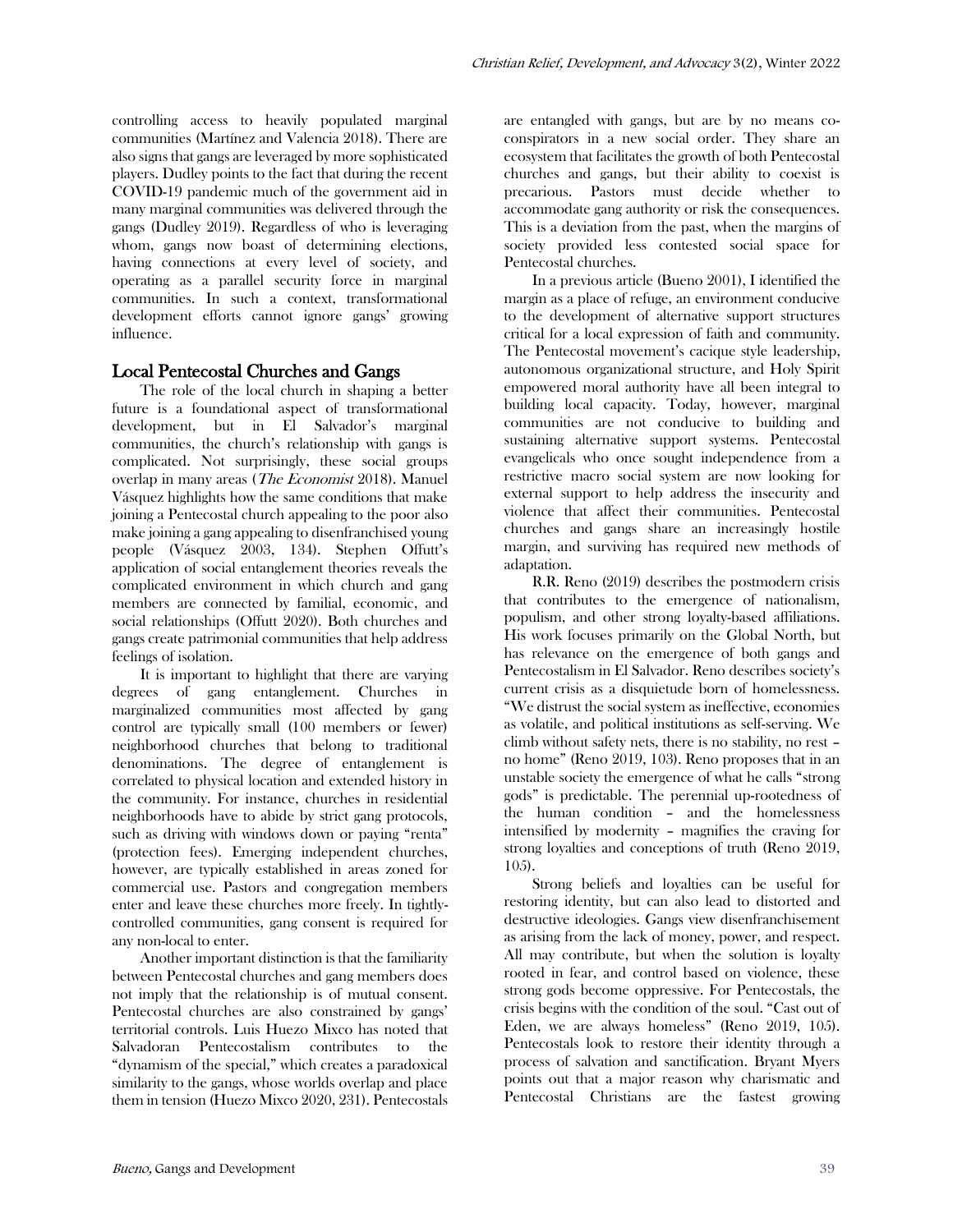controlling access to heavily populated marginal communities (Martínez and Valencia 2018). There are also signs that gangs are leveraged by more sophisticated players. Dudley points to the fact that during the recent COVID-19 pandemic much of the government aid in many marginal communities was delivered through the gangs (Dudley 2019). Regardless of who is leveraging whom, gangs now boast of determining elections, having connections at every level of society, and operating as a parallel security force in marginal communities. In such a context, transformational development efforts cannot ignore gangs' growing influence.

## Local Pentecostal Churches and Gangs

The role of the local church in shaping a better future is a foundational aspect of transformational development, but in El Salvador's marginal communities, the church's relationship with gangs is complicated. Not surprisingly, these social groups overlap in many areas (*The Economist* 2018). Manuel Vásquez highlights how the same conditions that make joining a Pentecostal church appealing to the poor also make joining a gang appealing to disenfranchised young people (Vásquez 2003, 134). Stephen Offutt's application of social entanglement theories reveals the complicated environment in which church and gang members are connected by familial, economic, and social relationships (Offutt 2020). Both churches and gangs create patrimonial communities that help address feelings of isolation.

It is important to highlight that there are varying degrees of gang entanglement. Churches in marginalized communities most affected by gang control are typically small (100 members or fewer) neighborhood churches that belong to traditional denominations. The degree of entanglement is correlated to physical location and extended history in the community. For instance, churches in residential neighborhoods have to abide by strict gang protocols, such as driving with windows down or paying "renta" (protection fees). Emerging independent churches, however, are typically established in areas zoned for commercial use. Pastors and congregation members enter and leave these churches more freely. In tightly-controlled communities, gang consent is required for any non-local to enter.

Another important distinction is that the familiarity between Pentecostal churches and gang members does not imply that the relationship is of mutual consent. Pentecostal churches are also constrained by gangs' territorial controls. Luis Huezo Mixco has noted that Salvadoran Pentecostalism contributes to the "dynamism of the special," which creates a paradoxical similarity to the gangs, whose worlds overlap and place them in tension (Huezo Mixco 2020, 231). Pentecostals are entangled with gangs, but are by no means co-conspirators in a new social order. They share an ecosystem that facilitates the growth of both Pentecostal churches and gangs, but their ability to coexist is precarious. Pastors must decide whether to accommodate gang authority or risk the consequences. This is a deviation from the past, when the margins of society provided less contested social space for Pentecostal churches.

In a previous article (Bueno 2001), I identified the margin as a place of refuge, an environment conducive to the development of alternative support structures critical for a local expression of faith and community. The Pentecostal movement's cacique style leadership, autonomous organizational structure, and Holy Spirit empowered moral authority have all been integral to building local capacity. Today, however, marginal communities are not conducive to building and sustaining alternative support systems. Pentecostal evangelicals who once sought independence from a restrictive macro social system are now looking for external support to help address the insecurity and violence that affect their communities. Pentecostal churches and gangs share an increasingly hostile margin, and surviving has required new methods of adaptation.

R.R. Reno (2019) describes the postmodern crisis that contributes to the emergence of nationalism, populism, and other strong loyalty-based affiliations. His work focuses primarily on the Global North, but has relevance on the emergence of both gangs and Pentecostalism in El Salvador. Reno describes society's current crisis as a disquietude born of homelessness. "We distrust the social system as ineffective, economies as volatile, and political institutions as self-serving. We climb without safety nets, there is no stability, no rest – no home" (Reno 2019, 103). Reno proposes that in an unstable society the emergence of what he calls "strong gods" is predictable. The perennial up-rootedness of the human condition – and the homelessness intensified by modernity – magnifies the craving for strong loyalties and conceptions of truth (Reno 2019, 105).

Strong beliefs and loyalties can be useful for restoring identity, but can also lead to distorted and destructive ideologies. Gangs view disenfranchisement as arising from the lack of money, power, and respect. All may contribute, but when the solution is loyalty rooted in fear, and control based on violence, these strong gods become oppressive. For Pentecostals, the crisis begins with the condition of the soul. "Cast out of Eden, we are always homeless" (Reno 2019, 105). Pentecostals look to restore their identity through a process of salvation and sanctification. Bryant Myers points out that a major reason why charismatic and Pentecostal Christians are the fastest growing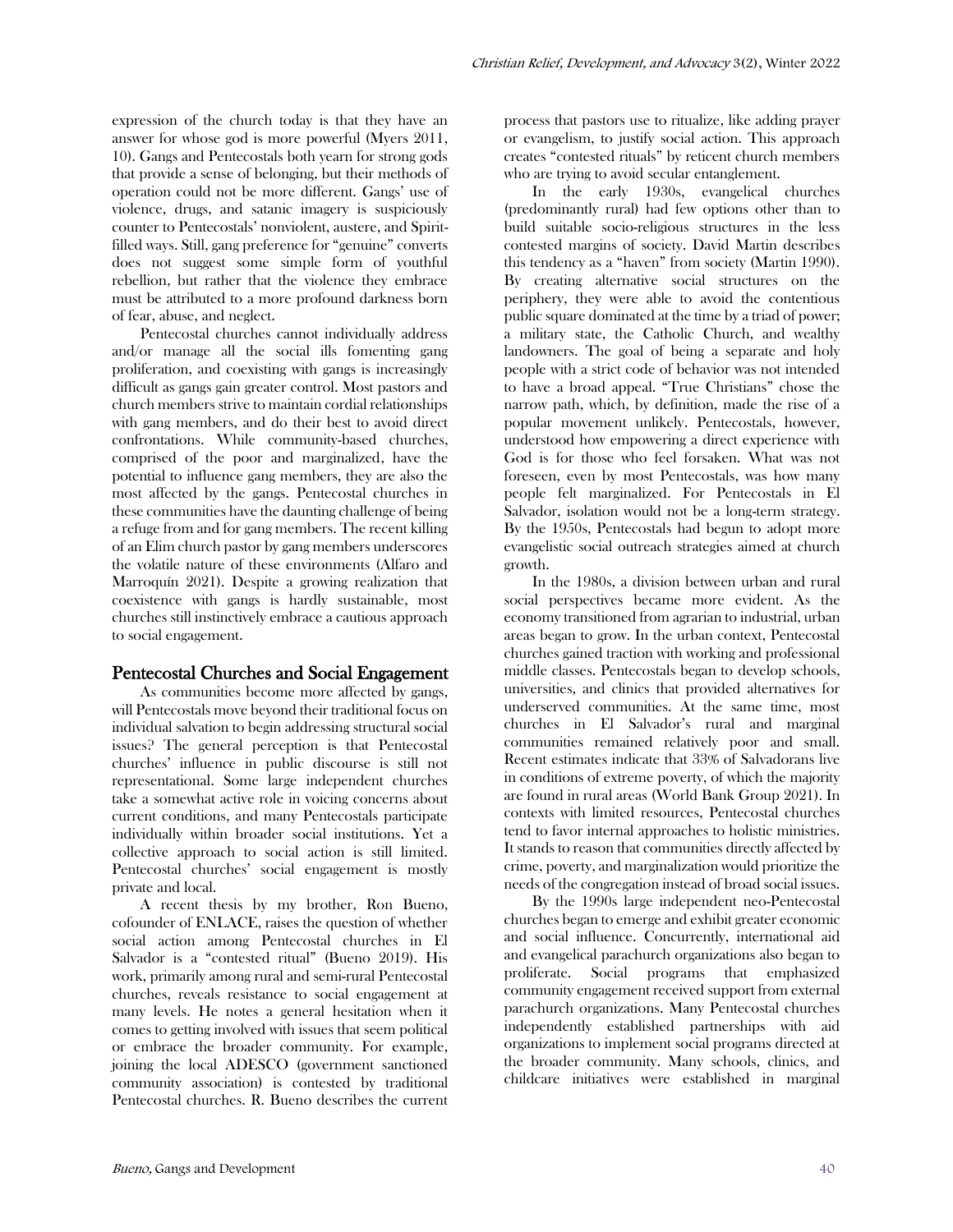expression of the church today is that they have an answer for whose god is more powerful (Myers 2011, 10). Gangs and Pentecostals both yearn for strong gods that provide a sense of belonging, but their methods of operation could not be more different. Gangs' use of violence, drugs, and satanic imagery is suspiciously counter to Pentecostals' nonviolent, austere, and Spirit-filled ways. Still, gang preference for "genuine" converts does not suggest some simple form of youthful rebellion, but rather that the violence they embrace must be attributed to a more profound darkness born of fear, abuse, and neglect.

Pentecostal churches cannot individually address and/or manage all the social ills fomenting gang proliferation, and coexisting with gangs is increasingly difficult as gangs gain greater control. Most pastors and church members strive to maintain cordial relationships with gang members, and do their best to avoid direct confrontations. While community-based churches, comprised of the poor and marginalized, have the potential to influence gang members, they are also the most affected by the gangs. Pentecostal churches in these communities have the daunting challenge of being a refuge from and for gang members. The recent killing of an Elim church pastor by gang members underscores the volatile nature of these environments (Alfaro and Marroquín 2021). Despite a growing realization that coexistence with gangs is hardly sustainable, most churches still instinctively embrace a cautious approach to social engagement.

## Pentecostal Churches and Social Engagement

As communities become more affected by gangs, will Pentecostals move beyond their traditional focus on individual salvation to begin addressing structural social issues? The general perception is that Pentecostal churches' influence in public discourse is still not representational. Some large independent churches take a somewhat active role in voicing concerns about current conditions, and many Pentecostals participate individually within broader social institutions. Yet a collective approach to social action is still limited. Pentecostal churches' social engagement is mostly private and local.

A recent thesis by my brother, Ron Bueno, cofounder of ENLACE, raises the question of whether social action among Pentecostal churches in El Salvador is a "contested ritual" (Bueno 2019). His work, primarily among rural and semi-rural Pentecostal churches, reveals resistance to social engagement at many levels. He notes a general hesitation when it comes to getting involved with issues that seem political or embrace the broader community. For example, joining the local ADESCO (government sanctioned community association) is contested by traditional Pentecostal churches. R. Bueno describes the current process that pastors use to ritualize, like adding prayer or evangelism, to justify social action. This approach creates "contested rituals" by reticent church members who are trying to avoid secular entanglement.

In the early 1930s, evangelical churches (predominantly rural) had few options other than to build suitable socio-religious structures in the less contested margins of society. David Martin describes this tendency as a "haven" from society (Martin 1990). By creating alternative social structures on the periphery, they were able to avoid the contentious public square dominated at the time by a triad of power; a military state, the Catholic Church, and wealthy landowners. The goal of being a separate and holy people with a strict code of behavior was not intended to have a broad appeal. "True Christians" chose the narrow path, which, by definition, made the rise of a popular movement unlikely. Pentecostals, however, understood how empowering a direct experience with God is for those who feel forsaken. What was not foreseen, even by most Pentecostals, was how many people felt marginalized. For Pentecostals in El Salvador, isolation would not be a long-term strategy. By the 1950s, Pentecostals had begun to adopt more evangelistic social outreach strategies aimed at church growth.

In the 1980s, a division between urban and rural social perspectives became more evident. As the economy transitioned from agrarian to industrial, urban areas began to grow. In the urban context, Pentecostal churches gained traction with working and professional middle classes. Pentecostals began to develop schools, universities, and clinics that provided alternatives for underserved communities. At the same time, most churches in El Salvador's rural and marginal communities remained relatively poor and small. Recent estimates indicate that 33% of Salvadorans live in conditions of extreme poverty, of which the majority are found in rural areas (World Bank Group 2021). In contexts with limited resources, Pentecostal churches tend to favor internal approaches to holistic ministries. It stands to reason that communities directly affected by crime, poverty, and marginalization would prioritize the needs of the congregation instead of broad social issues.

By the 1990s large independent neo-Pentecostal churches began to emerge and exhibit greater economic and social influence. Concurrently, international aid and evangelical parachurch organizations also began to proliferate. Social programs that emphasized community engagement received support from external parachurch organizations. Many Pentecostal churches independently established partnerships with aid organizations to implement social programs directed at the broader community. Many schools, clinics, and childcare initiatives were established in marginal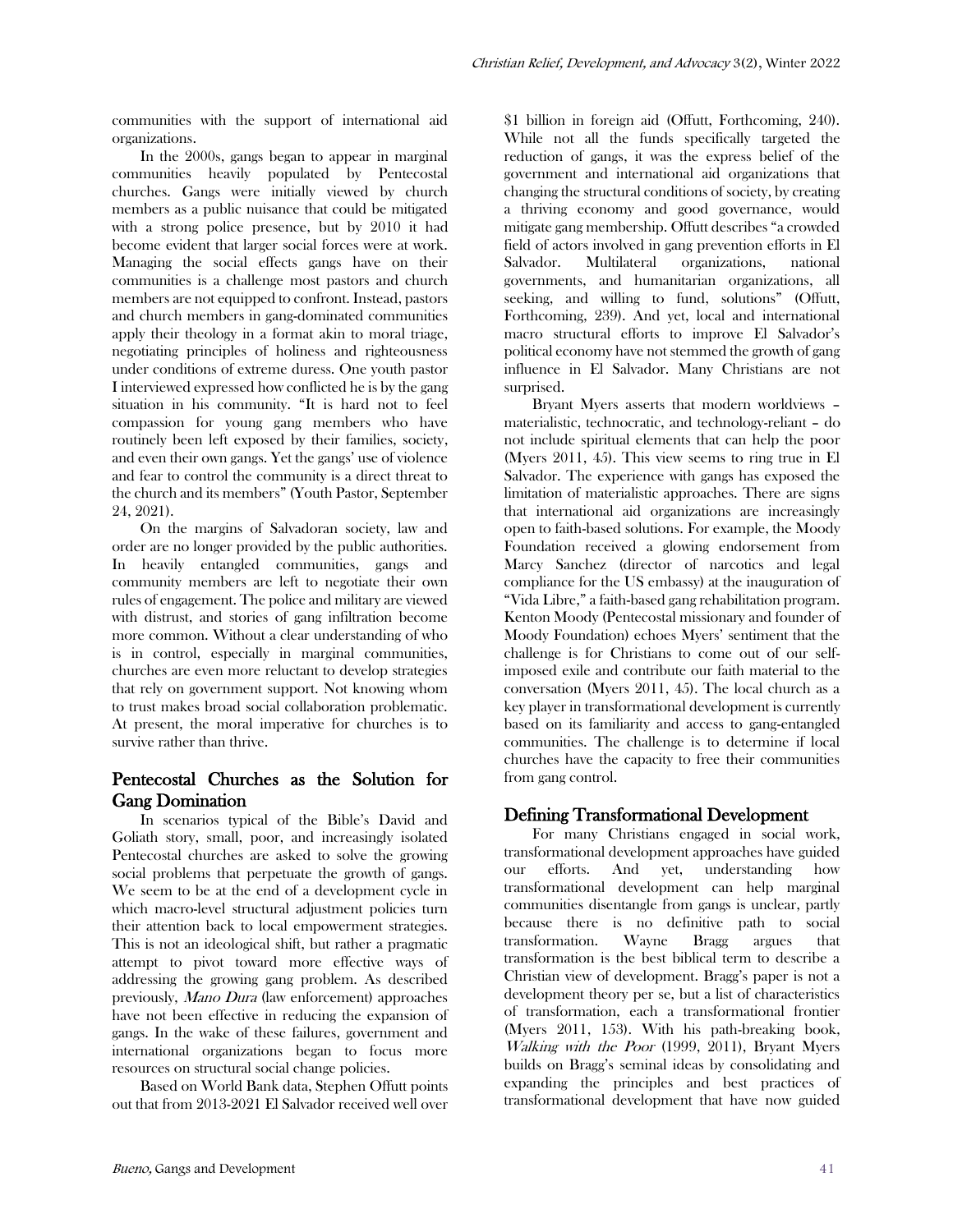communities with the support of international aid organizations.

In the 2000s, gangs began to appear in marginal communities heavily populated by Pentecostal churches. Gangs were initially viewed by church members as a public nuisance that could be mitigated with a strong police presence, but by 2010 it had become evident that larger social forces were at work. Managing the social effects gangs have on their communities is a challenge most pastors and church members are not equipped to confront. Instead, pastors and church members in gang-dominated communities apply their theology in a format akin to moral triage, negotiating principles of holiness and righteousness under conditions of extreme duress. One youth pastor I interviewed expressed how conflicted he is by the gang situation in his community. "It is hard not to feel compassion for young gang members who have routinely been left exposed by their families, society, and even their own gangs. Yet the gangs' use of violence and fear to control the community is a direct threat to the church and its members" (Youth Pastor, September 24, 2021).

On the margins of Salvadoran society, law and order are no longer provided by the public authorities. In heavily entangled communities, gangs and community members are left to negotiate their own rules of engagement. The police and military are viewed with distrust, and stories of gang infiltration become more common. Without a clear understanding of who is in control, especially in marginal communities, churches are even more reluctant to develop strategies that rely on government support. Not knowing whom to trust makes broad social collaboration problematic. At present, the moral imperative for churches is to survive rather than thrive.

## Pentecostal Churches as the Solution for Gang Domination

In scenarios typical of the Bible's David and Goliath story, small, poor, and increasingly isolated Pentecostal churches are asked to solve the growing social problems that perpetuate the growth of gangs. We seem to be at the end of a development cycle in which macro-level structural adjustment policies turn their attention back to local empowerment strategies. This is not an ideological shift, but rather a pragmatic attempt to pivot toward more effective ways of addressing the growing gang problem. As described previously, *Mano Dura* (law enforcement) approaches have not been effective in reducing the expansion of gangs. In the wake of these failures, government and international organizations began to focus more resources on structural social change policies.

Based on World Bank data, Stephen Offutt points out that from 2013-2021 El Salvador received well over $1 billion in foreign aid (Offutt, Forthcoming, 240). While not all the funds specifically targeted the reduction of gangs, it was the express belief of the government and international aid organizations that changing the structural conditions of society, by creating a thriving economy and good governance, would mitigate gang membership. Offutt describes "a crowded field of actors involved in gang prevention efforts in El Salvador. Multilateral organizations, national governments, and humanitarian organizations, all seeking, and willing to fund, solutions" (Offutt, Forthcoming, 239). And yet, local and international macro structural efforts to improve El Salvador's political economy have not stemmed the growth of gang influence in El Salvador. Many Christians are not surprised.

Bryant Myers asserts that modern worldviews – materialistic, technocratic, and technology-reliant – do not include spiritual elements that can help the poor (Myers 2011, 45). This view seems to ring true in El Salvador. The experience with gangs has exposed the limitation of materialistic approaches. There are signs that international aid organizations are increasingly open to faith-based solutions. For example, the Moody Foundation received a glowing endorsement from Marcy Sanchez (director of narcotics and legal compliance for the US embassy) at the inauguration of "Vida Libre," a faith-based gang rehabilitation program. Kenton Moody (Pentecostal missionary and founder of Moody Foundation) echoes Myers' sentiment that the challenge is for Christians to come out of our self-imposed exile and contribute our faith material to the conversation (Myers 2011, 45). The local church as a key player in transformational development is currently based on its familiarity and access to gang-entangled communities. The challenge is to determine if local churches have the capacity to free their communities from gang control.

## Defining Transformational Development

For many Christians engaged in social work, transformational development approaches have guided our efforts. And yet, understanding how transformational development can help marginal communities disentangle from gangs is unclear, partly because there is no definitive path to social transformation. Wayne Bragg argues that transformation is the best biblical term to describe a Christian view of development. Bragg's paper is not a development theory per se, but a list of characteristics of transformation, each a transformational frontier (Myers 2011, 153). With his path-breaking book, *Walking with the Poor* (1999, 2011), Bryant Myers builds on Bragg's seminal ideas by consolidating and expanding the principles and best practices of transformational development that have now guided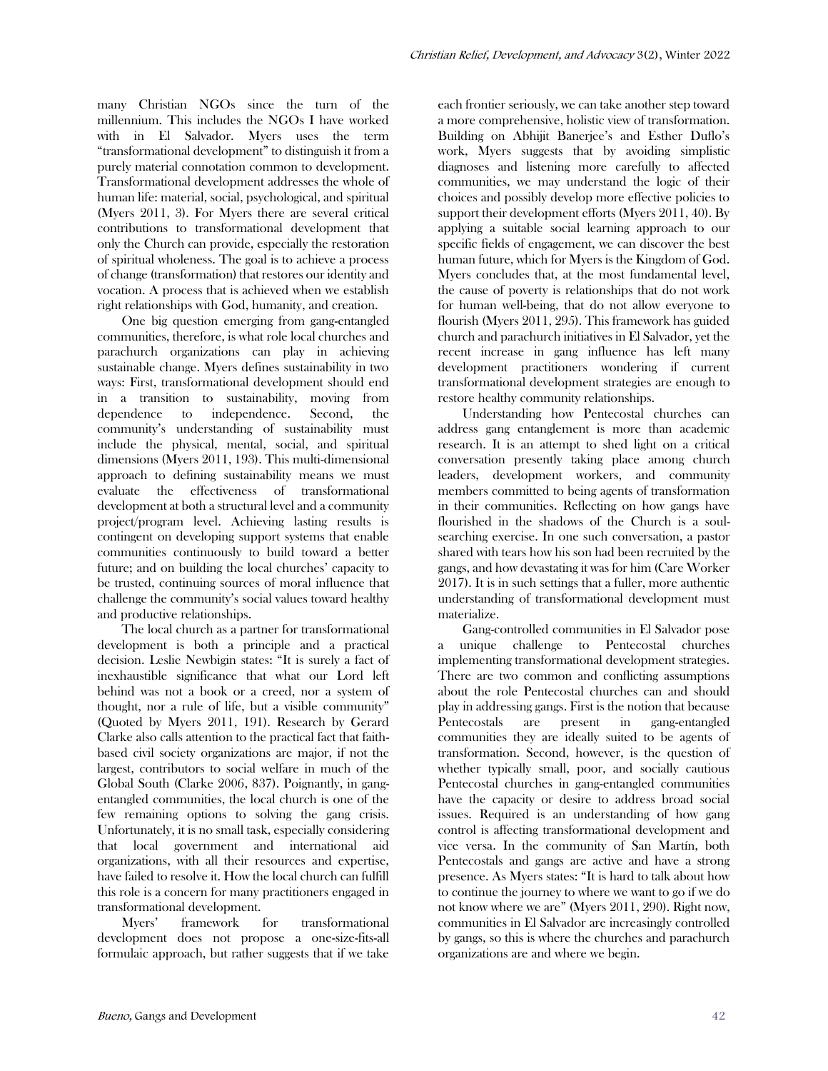many Christian NGOs since the turn of the millennium. This includes the NGOs I have worked with in El Salvador. Myers uses the term "transformational development" to distinguish it from a purely material connotation common to development. Transformational development addresses the whole of human life: material, social, psychological, and spiritual (Myers 2011, 3). For Myers there are several critical contributions to transformational development that only the Church can provide, especially the restoration of spiritual wholeness. The goal is to achieve a process of change (transformation) that restores our identity and vocation. A process that is achieved when we establish right relationships with God, humanity, and creation.

One big question emerging from gang-entangled communities, therefore, is what role local churches and parachurch organizations can play in achieving sustainable change. Myers defines sustainability in two ways: First, transformational development should end in a transition to sustainability, moving from dependence to independence. Second, the community's understanding of sustainability must include the physical, mental, social, and spiritual dimensions (Myers 2011, 193). This multi-dimensional approach to defining sustainability means we must evaluate the effectiveness of transformational development at both a structural level and a community project/program level. Achieving lasting results is contingent on developing support systems that enable communities continuously to build toward a better future; and on building the local churches' capacity to be trusted, continuing sources of moral influence that challenge the community's social values toward healthy and productive relationships.

The local church as a partner for transformational development is both a principle and a practical decision. Leslie Newbigin states: "It is surely a fact of inexhaustible significance that what our Lord left behind was not a book or a creed, nor a system of thought, nor a rule of life, but a visible community" (Quoted by Myers 2011, 191). Research by Gerard Clarke also calls attention to the practical fact that faith-based civil society organizations are major, if not the largest, contributors to social welfare in much of the Global South (Clarke 2006, 837). Poignantly, in gang-entangled communities, the local church is one of the few remaining options to solving the gang crisis. Unfortunately, it is no small task, especially considering that local government and international aid organizations, with all their resources and expertise, have failed to resolve it. How the local church can fulfill this role is a concern for many practitioners engaged in transformational development.

Myers' framework for transformational development does not propose a one-size-fits-all formulaic approach, but rather suggests that if we take each frontier seriously, we can take another step toward a more comprehensive, holistic view of transformation. Building on Abhijit Banerjee's and Esther Duflo's work, Myers suggests that by avoiding simplistic diagnoses and listening more carefully to affected communities, we may understand the logic of their choices and possibly develop more effective policies to support their development efforts (Myers 2011, 40). By applying a suitable social learning approach to our specific fields of engagement, we can discover the best human future, which for Myers is the Kingdom of God. Myers concludes that, at the most fundamental level, the cause of poverty is relationships that do not work for human well-being, that do not allow everyone to flourish (Myers 2011, 295). This framework has guided church and parachurch initiatives in El Salvador, yet the recent increase in gang influence has left many development practitioners wondering if current transformational development strategies are enough to restore healthy community relationships.

Understanding how Pentecostal churches can address gang entanglement is more than academic research. It is an attempt to shed light on a critical conversation presently taking place among church leaders, development workers, and community members committed to being agents of transformation in their communities. Reflecting on how gangs have flourished in the shadows of the Church is a soul-searching exercise. In one such conversation, a pastor shared with tears how his son had been recruited by the gangs, and how devastating it was for him (Care Worker 2017). It is in such settings that a fuller, more authentic understanding of transformational development must materialize.

Gang-controlled communities in El Salvador pose a unique challenge to Pentecostal churches implementing transformational development strategies. There are two common and conflicting assumptions about the role Pentecostal churches can and should play in addressing gangs. First is the notion that because Pentecostals are present in gang-entangled communities they are ideally suited to be agents of transformation. Second, however, is the question of whether typically small, poor, and socially cautious Pentecostal churches in gang-entangled communities have the capacity or desire to address broad social issues. Required is an understanding of how gang control is affecting transformational development and vice versa. In the community of San Martín, both Pentecostals and gangs are active and have a strong presence. As Myers states: "It is hard to talk about how to continue the journey to where we want to go if we do not know where we are" (Myers 2011, 290). Right now, communities in El Salvador are increasingly controlled by gangs, so this is where the churches and parachurch organizations are and where we begin.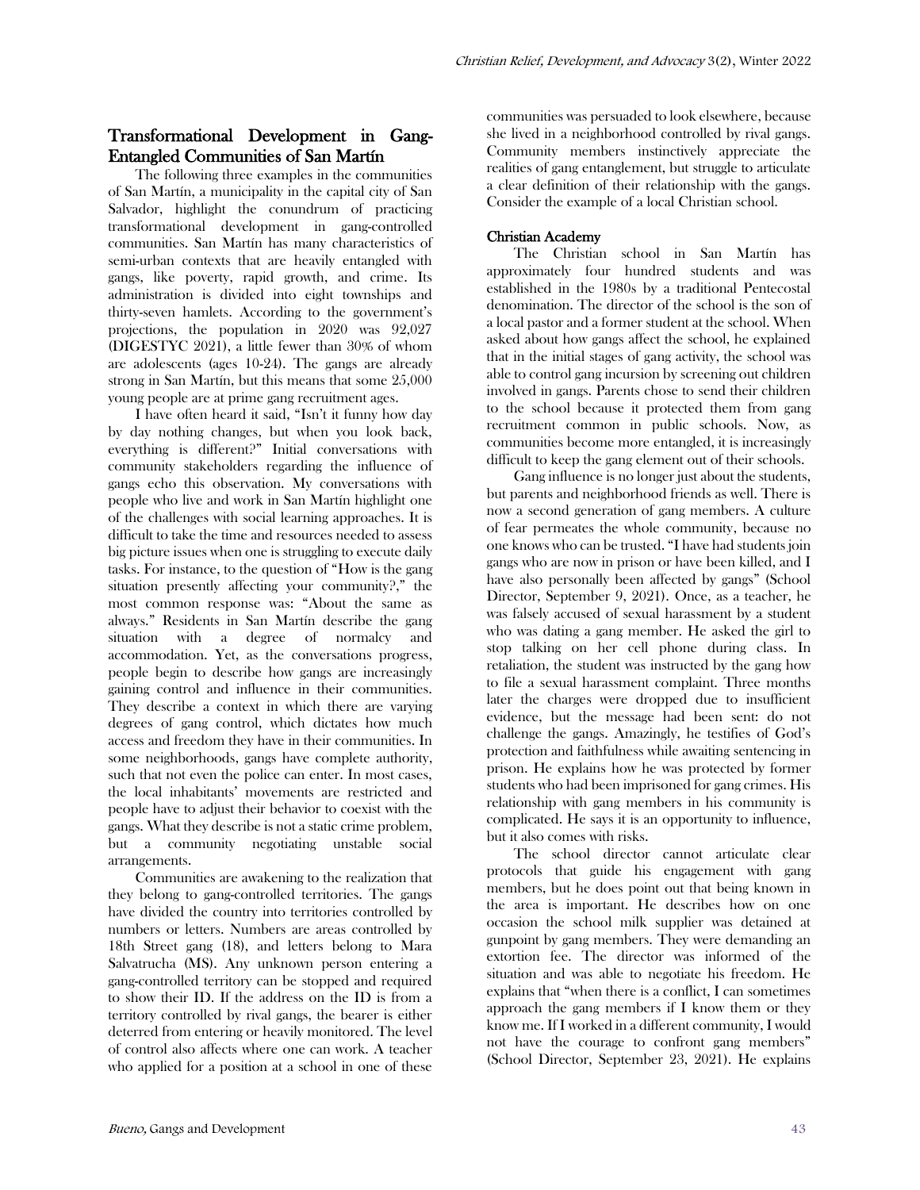## Transformational Development in Gang-Entangled Communities of San Martín

The following three examples in the communities of San Martín, a municipality in the capital city of San Salvador, highlight the conundrum of practicing transformational development in gang-controlled communities. San Martín has many characteristics of semi-urban contexts that are heavily entangled with gangs, like poverty, rapid growth, and crime. Its administration is divided into eight townships and thirty-seven hamlets. According to the government's projections, the population in 2020 was 92,027 (DIGESTYC 2021), a little fewer than 30% of whom are adolescents (ages 10-24). The gangs are already strong in San Martín, but this means that some 25,000 young people are at prime gang recruitment ages.

I have often heard it said, "Isn't it funny how day by day nothing changes, but when you look back, everything is different?" Initial conversations with community stakeholders regarding the influence of gangs echo this observation. My conversations with people who live and work in San Martín highlight one of the challenges with social learning approaches. It is difficult to take the time and resources needed to assess big picture issues when one is struggling to execute daily tasks. For instance, to the question of "How is the gang situation presently affecting your community?," the most common response was: "About the same as always." Residents in San Martín describe the gang situation with a degree of normalcy and accommodation. Yet, as the conversations progress, people begin to describe how gangs are increasingly gaining control and influence in their communities. They describe a context in which there are varying degrees of gang control, which dictates how much access and freedom they have in their communities. In some neighborhoods, gangs have complete authority, such that not even the police can enter. In most cases, the local inhabitants' movements are restricted and people have to adjust their behavior to coexist with the gangs. What they describe is not a static crime problem, but a community negotiating unstable social arrangements.

Communities are awakening to the realization that they belong to gang-controlled territories. The gangs have divided the country into territories controlled by numbers or letters. Numbers are areas controlled by 18th Street gang (18), and letters belong to Mara Salvatrucha (MS). Any unknown person entering a gang-controlled territory can be stopped and required to show their ID. If the address on the ID is from a territory controlled by rival gangs, the bearer is either deterred from entering or heavily monitored. The level of control also affects where one can work. A teacher who applied for a position at a school in one of these communities was persuaded to look elsewhere, because she lived in a neighborhood controlled by rival gangs. Community members instinctively appreciate the realities of gang entanglement, but struggle to articulate a clear definition of their relationship with the gangs. Consider the example of a local Christian school.

### Christian Academy

The Christian school in San Martín has approximately four hundred students and was established in the 1980s by a traditional Pentecostal denomination. The director of the school is the son of a local pastor and a former student at the school. When asked about how gangs affect the school, he explained that in the initial stages of gang activity, the school was able to control gang incursion by screening out children involved in gangs. Parents chose to send their children to the school because it protected them from gang recruitment common in public schools. Now, as communities become more entangled, it is increasingly difficult to keep the gang element out of their schools.

Gang influence is no longer just about the students, but parents and neighborhood friends as well. There is now a second generation of gang members. A culture of fear permeates the whole community, because no one knows who can be trusted. "I have had students join gangs who are now in prison or have been killed, and I have also personally been affected by gangs" (School Director, September 9, 2021). Once, as a teacher, he was falsely accused of sexual harassment by a student who was dating a gang member. He asked the girl to stop talking on her cell phone during class. In retaliation, the student was instructed by the gang how to file a sexual harassment complaint. Three months later the charges were dropped due to insufficient evidence, but the message had been sent: do not challenge the gangs. Amazingly, he testifies of God's protection and faithfulness while awaiting sentencing in prison. He explains how he was protected by former students who had been imprisoned for gang crimes. His relationship with gang members in his community is complicated. He says it is an opportunity to influence, but it also comes with risks.

The school director cannot articulate clear protocols that guide his engagement with gang members, but he does point out that being known in the area is important. He describes how on one occasion the school milk supplier was detained at gunpoint by gang members. They were demanding an extortion fee. The director was informed of the situation and was able to negotiate his freedom. He explains that "when there is a conflict, I can sometimes approach the gang members if I know them or they know me. If I worked in a different community, I would not have the courage to confront gang members" (School Director, September 23, 2021). He explains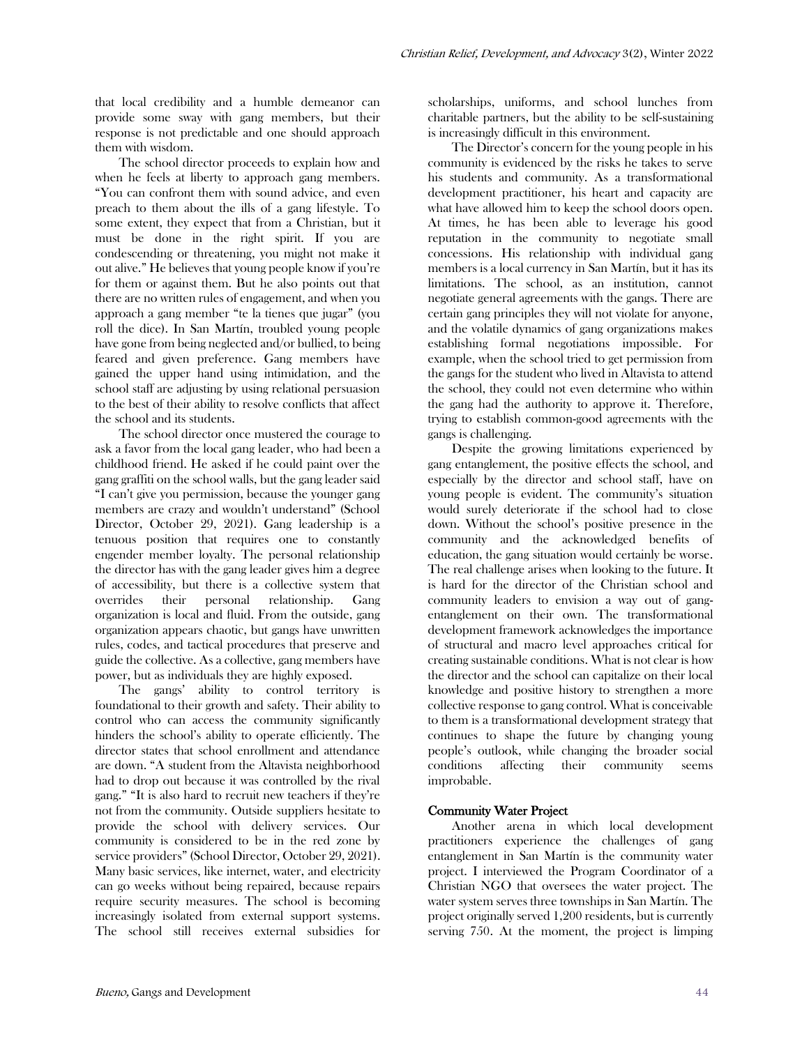that local credibility and a humble demeanor can provide some sway with gang members, but their response is not predictable and one should approach them with wisdom.

The school director proceeds to explain how and when he feels at liberty to approach gang members. "You can confront them with sound advice, and even preach to them about the ills of a gang lifestyle. To some extent, they expect that from a Christian, but it must be done in the right spirit. If you are condescending or threatening, you might not make it out alive." He believes that young people know if you're for them or against them. But he also points out that there are no written rules of engagement, and when you approach a gang member "te la tienes que jugar" (you roll the dice). In San Martín, troubled young people have gone from being neglected and/or bullied, to being feared and given preference. Gang members have gained the upper hand using intimidation, and the school staff are adjusting by using relational persuasion to the best of their ability to resolve conflicts that affect the school and its students.

The school director once mustered the courage to ask a favor from the local gang leader, who had been a childhood friend. He asked if he could paint over the gang graffiti on the school walls, but the gang leader said "I can't give you permission, because the younger gang members are crazy and wouldn't understand" (School Director, October 29, 2021). Gang leadership is a tenuous position that requires one to constantly engender member loyalty. The personal relationship the director has with the gang leader gives him a degree of accessibility, but there is a collective system that overrides their personal relationship. Gang organization is local and fluid. From the outside, gang organization appears chaotic, but gangs have unwritten rules, codes, and tactical procedures that preserve and guide the collective. As a collective, gang members have power, but as individuals they are highly exposed.

The gangs' ability to control territory is foundational to their growth and safety. Their ability to control who can access the community significantly hinders the school's ability to operate efficiently. The director states that school enrollment and attendance are down. "A student from the Altavista neighborhood had to drop out because it was controlled by the rival gang." "It is also hard to recruit new teachers if they're not from the community. Outside suppliers hesitate to provide the school with delivery services. Our community is considered to be in the red zone by service providers" (School Director, October 29, 2021). Many basic services, like internet, water, and electricity can go weeks without being repaired, because repairs require security measures. The school is becoming increasingly isolated from external support systems. The school still receives external subsidies for scholarships, uniforms, and school lunches from charitable partners, but the ability to be self-sustaining is increasingly difficult in this environment.

The Director's concern for the young people in his community is evidenced by the risks he takes to serve his students and community. As a transformational development practitioner, his heart and capacity are what have allowed him to keep the school doors open. At times, he has been able to leverage his good reputation in the community to negotiate small concessions. His relationship with individual gang members is a local currency in San Martín, but it has its limitations. The school, as an institution, cannot negotiate general agreements with the gangs. There are certain gang principles they will not violate for anyone, and the volatile dynamics of gang organizations makes establishing formal negotiations impossible. For example, when the school tried to get permission from the gangs for the student who lived in Altavista to attend the school, they could not even determine who within the gang had the authority to approve it. Therefore, trying to establish common-good agreements with the gangs is challenging.

Despite the growing limitations experienced by gang entanglement, the positive effects the school, and especially by the director and school staff, have on young people is evident. The community's situation would surely deteriorate if the school had to close down. Without the school's positive presence in the community and the acknowledged benefits of education, the gang situation would certainly be worse. The real challenge arises when looking to the future. It is hard for the director of the Christian school and community leaders to envision a way out of gang-entanglement on their own. The transformational development framework acknowledges the importance of structural and macro level approaches critical for creating sustainable conditions. What is not clear is how the director and the school can capitalize on their local knowledge and positive history to strengthen a more collective response to gang control. What is conceivable to them is a transformational development strategy that continues to shape the future by changing young people's outlook, while changing the broader social conditions affecting their community seems improbable.

### Community Water Project

Another arena in which local development practitioners experience the challenges of gang entanglement in San Martín is the community water project. I interviewed the Program Coordinator of a Christian NGO that oversees the water project. The water system serves three townships in San Martín. The project originally served 1,200 residents, but is currently serving 750. At the moment, the project is limping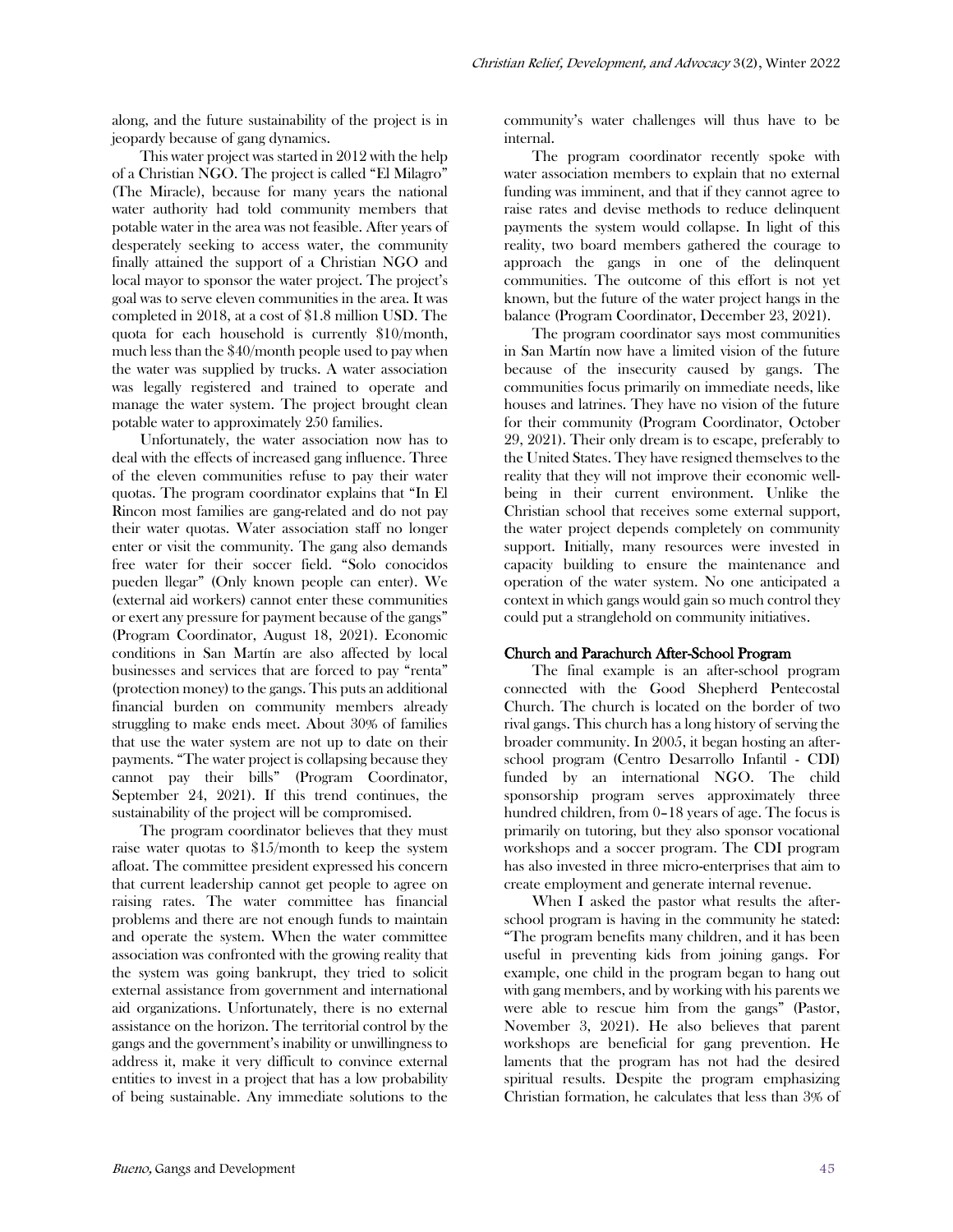along, and the future sustainability of the project is in jeopardy because of gang dynamics.

This water project was started in 2012 with the help of a Christian NGO. The project is called "El Milagro" (The Miracle), because for many years the national water authority had told community members that potable water in the area was not feasible. After years of desperately seeking to access water, the community finally attained the support of a Christian NGO and local mayor to sponsor the water project. The project's goal was to serve eleven communities in the area. It was completed in 2018, at a cost of $1.8 million USD. The quota for each household is currently $10/month, much less than the $40/month people used to pay when the water was supplied by trucks. A water association was legally registered and trained to operate and manage the water system. The project brought clean potable water to approximately 250 families.

Unfortunately, the water association now has to deal with the effects of increased gang influence. Three of the eleven communities refuse to pay their water quotas. The program coordinator explains that "In El Rincon most families are gang-related and do not pay their water quotas. Water association staff no longer enter or visit the community. The gang also demands free water for their soccer field. "Solo conocidos pueden llegar" (Only known people can enter). We (external aid workers) cannot enter these communities or exert any pressure for payment because of the gangs" (Program Coordinator, August 18, 2021). Economic conditions in San Martín are also affected by local businesses and services that are forced to pay "renta" (protection money) to the gangs. This puts an additional financial burden on community members already struggling to make ends meet. About 30% of families that use the water system are not up to date on their payments. "The water project is collapsing because they cannot pay their bills" (Program Coordinator, September 24, 2021). If this trend continues, the sustainability of the project will be compromised.

The program coordinator believes that they must raise water quotas to $15/month to keep the system afloat. The committee president expressed his concern that current leadership cannot get people to agree on raising rates. The water committee has financial problems and there are not enough funds to maintain and operate the system. When the water committee association was confronted with the growing reality that the system was going bankrupt, they tried to solicit external assistance from government and international aid organizations. Unfortunately, there is no external assistance on the horizon. The territorial control by the gangs and the government's inability or unwillingness to address it, make it very difficult to convince external entities to invest in a project that has a low probability of being sustainable. Any immediate solutions to the community's water challenges will thus have to be internal.

The program coordinator recently spoke with water association members to explain that no external funding was imminent, and that if they cannot agree to raise rates and devise methods to reduce delinquent payments the system would collapse. In light of this reality, two board members gathered the courage to approach the gangs in one of the delinquent communities. The outcome of this effort is not yet known, but the future of the water project hangs in the balance (Program Coordinator, December 23, 2021).

The program coordinator says most communities in San Martín now have a limited vision of the future because of the insecurity caused by gangs. The communities focus primarily on immediate needs, like houses and latrines. They have no vision of the future for their community (Program Coordinator, October 29, 2021). Their only dream is to escape, preferably to the United States. They have resigned themselves to the reality that they will not improve their economic well-being in their current environment. Unlike the Christian school that receives some external support, the water project depends completely on community support. Initially, many resources were invested in capacity building to ensure the maintenance and operation of the water system. No one anticipated a context in which gangs would gain so much control they could put a stranglehold on community initiatives.

### Church and Parachurch After-School Program

The final example is an after-school program connected with the Good Shepherd Pentecostal Church. The church is located on the border of two rival gangs. This church has a long history of serving the broader community. In 2005, it began hosting an after-school program (Centro Desarrollo Infantil - CDI) funded by an international NGO. The child sponsorship program serves approximately three hundred children, from 0–18 years of age. The focus is primarily on tutoring, but they also sponsor vocational workshops and a soccer program. The CDI program has also invested in three micro-enterprises that aim to create employment and generate internal revenue.

When I asked the pastor what results the after-school program is having in the community he stated: "The program benefits many children, and it has been useful in preventing kids from joining gangs. For example, one child in the program began to hang out with gang members, and by working with his parents we were able to rescue him from the gangs" (Pastor, November 3, 2021). He also believes that parent workshops are beneficial for gang prevention. He laments that the program has not had the desired spiritual results. Despite the program emphasizing Christian formation, he calculates that less than 3% of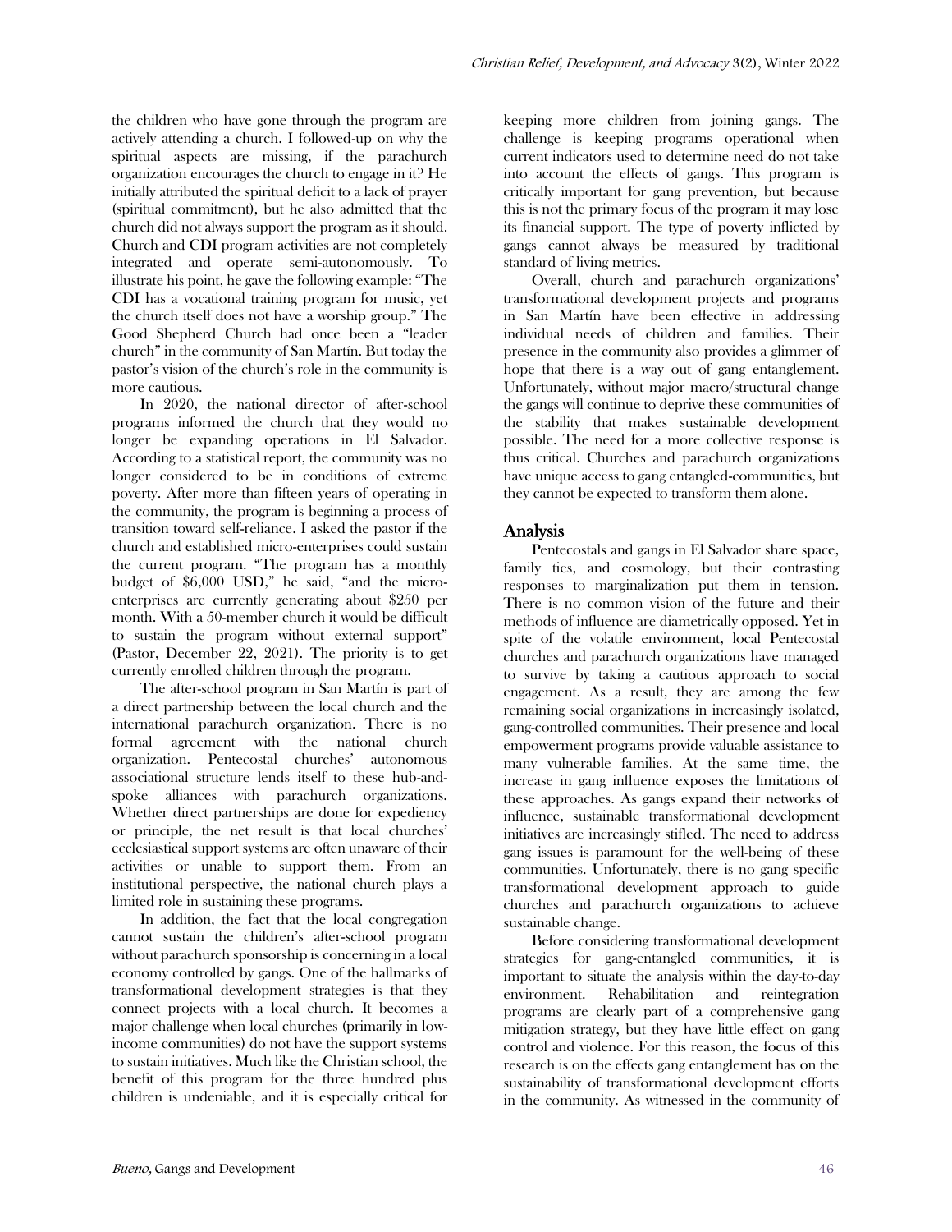the children who have gone through the program are actively attending a church. I followed-up on why the spiritual aspects are missing, if the parachurch organization encourages the church to engage in it? He initially attributed the spiritual deficit to a lack of prayer (spiritual commitment), but he also admitted that the church did not always support the program as it should. Church and CDI program activities are not completely integrated and operate semi-autonomously. To illustrate his point, he gave the following example: "The CDI has a vocational training program for music, yet the church itself does not have a worship group." The Good Shepherd Church had once been a "leader church" in the community of San Martín. But today the pastor's vision of the church's role in the community is more cautious.

In 2020, the national director of after-school programs informed the church that they would no longer be expanding operations in El Salvador. According to a statistical report, the community was no longer considered to be in conditions of extreme poverty. After more than fifteen years of operating in the community, the program is beginning a process of transition toward self-reliance. I asked the pastor if the church and established micro-enterprises could sustain the current program. "The program has a monthly budget of $6,000 USD," he said, "and the micro-enterprises are currently generating about $250 per month. With a 50-member church it would be difficult to sustain the program without external support" (Pastor, December 22, 2021). The priority is to get currently enrolled children through the program.

The after-school program in San Martín is part of a direct partnership between the local church and the international parachurch organization. There is no formal agreement with the national church organization. Pentecostal churches' autonomous associational structure lends itself to these hub-and-spoke alliances with parachurch organizations. Whether direct partnerships are done for expediency or principle, the net result is that local churches' ecclesiastical support systems are often unaware of their activities or unable to support them. From an institutional perspective, the national church plays a limited role in sustaining these programs.

In addition, the fact that the local congregation cannot sustain the children's after-school program without parachurch sponsorship is concerning in a local economy controlled by gangs. One of the hallmarks of transformational development strategies is that they connect projects with a local church. It becomes a major challenge when local churches (primarily in low-income communities) do not have the support systems to sustain initiatives. Much like the Christian school, the benefit of this program for the three hundred plus children is undeniable, and it is especially critical for keeping more children from joining gangs. The challenge is keeping programs operational when current indicators used to determine need do not take into account the effects of gangs. This program is critically important for gang prevention, but because this is not the primary focus of the program it may lose its financial support. The type of poverty inflicted by gangs cannot always be measured by traditional standard of living metrics.

Overall, church and parachurch organizations' transformational development projects and programs in San Martín have been effective in addressing individual needs of children and families. Their presence in the community also provides a glimmer of hope that there is a way out of gang entanglement. Unfortunately, without major macro/structural change the gangs will continue to deprive these communities of the stability that makes sustainable development possible. The need for a more collective response is thus critical. Churches and parachurch organizations have unique access to gang entangled-communities, but they cannot be expected to transform them alone.

## Analysis

Pentecostals and gangs in El Salvador share space, family ties, and cosmology, but their contrasting responses to marginalization put them in tension. There is no common vision of the future and their methods of influence are diametrically opposed. Yet in spite of the volatile environment, local Pentecostal churches and parachurch organizations have managed to survive by taking a cautious approach to social engagement. As a result, they are among the few remaining social organizations in increasingly isolated, gang-controlled communities. Their presence and local empowerment programs provide valuable assistance to many vulnerable families. At the same time, the increase in gang influence exposes the limitations of these approaches. As gangs expand their networks of influence, sustainable transformational development initiatives are increasingly stifled. The need to address gang issues is paramount for the well-being of these communities. Unfortunately, there is no gang specific transformational development approach to guide churches and parachurch organizations to achieve sustainable change.

Before considering transformational development strategies for gang-entangled communities, it is important to situate the analysis within the day-to-day environment. Rehabilitation and reintegration programs are clearly part of a comprehensive gang mitigation strategy, but they have little effect on gang control and violence. For this reason, the focus of this research is on the effects gang entanglement has on the sustainability of transformational development efforts in the community. As witnessed in the community of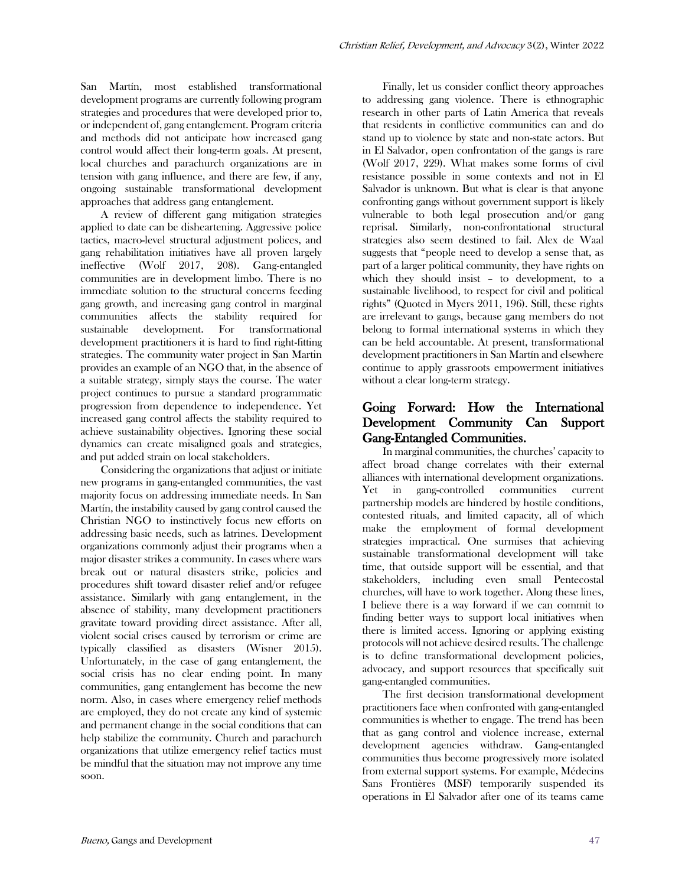San Martín, most established transformational development programs are currently following program strategies and procedures that were developed prior to, or independent of, gang entanglement. Program criteria and methods did not anticipate how increased gang control would affect their long-term goals. At present, local churches and parachurch organizations are in tension with gang influence, and there are few, if any, ongoing sustainable transformational development approaches that address gang entanglement.

A review of different gang mitigation strategies applied to date can be disheartening. Aggressive police tactics, macro-level structural adjustment polices, and gang rehabilitation initiatives have all proven largely ineffective (Wolf 2017, 208). Gang-entangled communities are in development limbo. There is no immediate solution to the structural concerns feeding gang growth, and increasing gang control in marginal communities affects the stability required for sustainable development. For transformational development practitioners it is hard to find right-fitting strategies. The community water project in San Martin provides an example of an NGO that, in the absence of a suitable strategy, simply stays the course. The water project continues to pursue a standard programmatic progression from dependence to independence. Yet increased gang control affects the stability required to achieve sustainability objectives. Ignoring these social dynamics can create misaligned goals and strategies, and put added strain on local stakeholders.

Considering the organizations that adjust or initiate new programs in gang-entangled communities, the vast majority focus on addressing immediate needs. In San Martín, the instability caused by gang control caused the Christian NGO to instinctively focus new efforts on addressing basic needs, such as latrines. Development organizations commonly adjust their programs when a major disaster strikes a community. In cases where wars break out or natural disasters strike, policies and procedures shift toward disaster relief and/or refugee assistance. Similarly with gang entanglement, in the absence of stability, many development practitioners gravitate toward providing direct assistance. After all, violent social crises caused by terrorism or crime are typically classified as disasters (Wisner 2015). Unfortunately, in the case of gang entanglement, the social crisis has no clear ending point. In many communities, gang entanglement has become the new norm. Also, in cases where emergency relief methods are employed, they do not create any kind of systemic and permanent change in the social conditions that can help stabilize the community. Church and parachurch organizations that utilize emergency relief tactics must be mindful that the situation may not improve any time soon.

Finally, let us consider conflict theory approaches to addressing gang violence. There is ethnographic research in other parts of Latin America that reveals that residents in conflictive communities can and do stand up to violence by state and non-state actors. But in El Salvador, open confrontation of the gangs is rare (Wolf 2017, 229). What makes some forms of civil resistance possible in some contexts and not in El Salvador is unknown. But what is clear is that anyone confronting gangs without government support is likely vulnerable to both legal prosecution and/or gang reprisal. Similarly, non-confrontational structural strategies also seem destined to fail. Alex de Waal suggests that "people need to develop a sense that, as part of a larger political community, they have rights on which they should insist – to development, to a sustainable livelihood, to respect for civil and political rights" (Quoted in Myers 2011, 196). Still, these rights are irrelevant to gangs, because gang members do not belong to formal international systems in which they can be held accountable. At present, transformational development practitioners in San Martín and elsewhere continue to apply grassroots empowerment initiatives without a clear long-term strategy.

## Going Forward: How the International Development Community Can Support Gang-Entangled Communities.

In marginal communities, the churches' capacity to affect broad change correlates with their external alliances with international development organizations. Yet in gang-controlled communities current partnership models are hindered by hostile conditions, contested rituals, and limited capacity, all of which make the employment of formal development strategies impractical. One surmises that achieving sustainable transformational development will take time, that outside support will be essential, and that stakeholders, including even small Pentecostal churches, will have to work together. Along these lines, I believe there is a way forward if we can commit to finding better ways to support local initiatives when there is limited access. Ignoring or applying existing protocols will not achieve desired results. The challenge is to define transformational development policies, advocacy, and support resources that specifically suit gang-entangled communities.

The first decision transformational development practitioners face when confronted with gang-entangled communities is whether to engage. The trend has been that as gang control and violence increase, external development agencies withdraw. Gang-entangled communities thus become progressively more isolated from external support systems. For example, Médecins Sans Frontières (MSF) temporarily suspended its operations in El Salvador after one of its teams came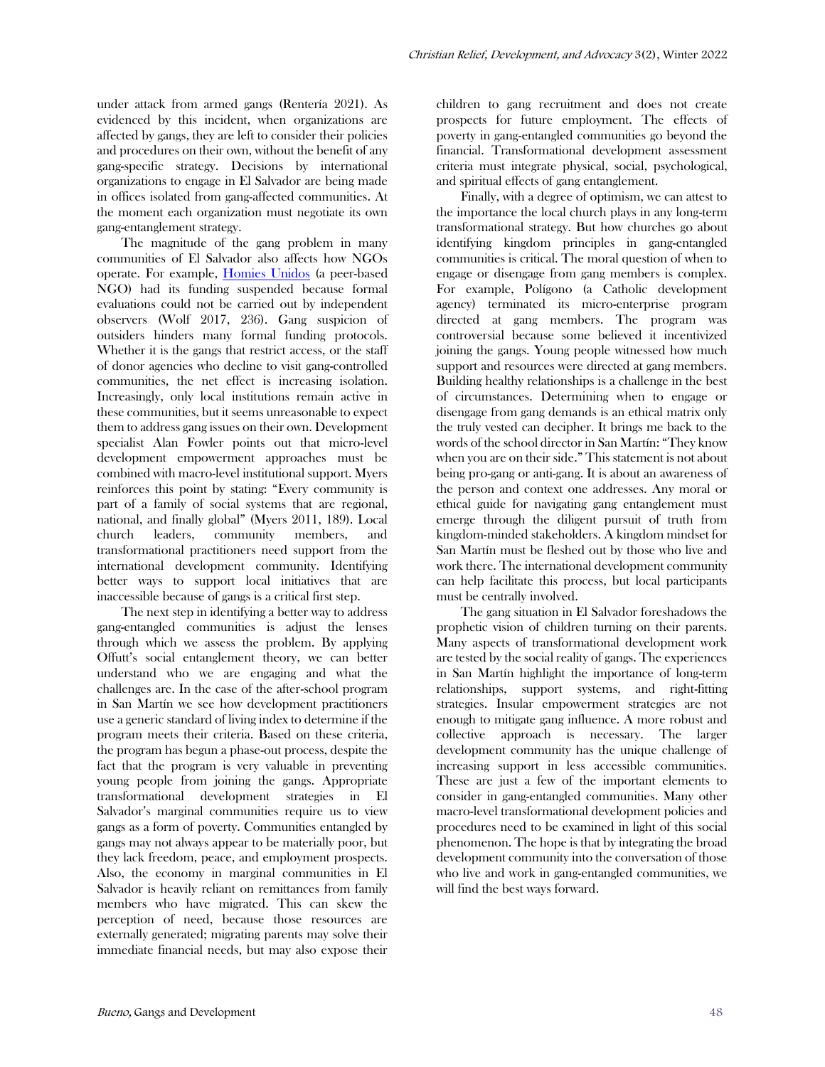under attack from armed gangs (Rentería 2021). As evidenced by this incident, when organizations are affected by gangs, they are left to consider their policies and procedures on their own, without the benefit of any gang-specific strategy. Decisions by international organizations to engage in El Salvador are being made in offices isolated from gang-affected communities. At the moment each organization must negotiate its own gang-entanglement strategy.

The magnitude of the gang problem in many communities of El Salvador also affects how NGOs operate. For example, [Homies Unidos](#) (a peer-based NGO) had its funding suspended because formal evaluations could not be carried out by independent observers (Wolf 2017, 236). Gang suspicion of outsiders hinders many formal funding protocols. Whether it is the gangs that restrict access, or the staff of donor agencies who decline to visit gang-controlled communities, the net effect is increasing isolation. Increasingly, only local institutions remain active in these communities, but it seems unreasonable to expect them to address gang issues on their own. Development specialist Alan Fowler points out that micro-level development empowerment approaches must be combined with macro-level institutional support. Myers reinforces this point by stating: "Every community is part of a family of social systems that are regional, national, and finally global" (Myers 2011, 189). Local church leaders, community members, and transformational practitioners need support from the international development community. Identifying better ways to support local initiatives that are inaccessible because of gangs is a critical first step.

The next step in identifying a better way to address gang-entangled communities is adjust the lenses through which we assess the problem. By applying Offutt's social entanglement theory, we can better understand who we are engaging and what the challenges are. In the case of the after-school program in San Martín we see how development practitioners use a generic standard of living index to determine if the program meets their criteria. Based on these criteria, the program has begun a phase-out process, despite the fact that the program is very valuable in preventing young people from joining the gangs. Appropriate transformational development strategies in El Salvador's marginal communities require us to view gangs as a form of poverty. Communities entangled by gangs may not always appear to be materially poor, but they lack freedom, peace, and employment prospects. Also, the economy in marginal communities in El Salvador is heavily reliant on remittances from family members who have migrated. This can skew the perception of need, because those resources are externally generated; migrating parents may solve their immediate financial needs, but may also expose their children to gang recruitment and does not create prospects for future employment. The effects of poverty in gang-entangled communities go beyond the financial. Transformational development assessment criteria must integrate physical, social, psychological, and spiritual effects of gang entanglement.

Finally, with a degree of optimism, we can attest to the importance the local church plays in any long-term transformational strategy. But how churches go about identifying kingdom principles in gang-entangled communities is critical. The moral question of when to engage or disengage from gang members is complex. For example, Polígono (a Catholic development agency) terminated its micro-enterprise program directed at gang members. The program was controversial because some believed it incentivized joining the gangs. Young people witnessed how much support and resources were directed at gang members. Building healthy relationships is a challenge in the best of circumstances. Determining when to engage or disengage from gang demands is an ethical matrix only the truly vested can decipher. It brings me back to the words of the school director in San Martín: "They know when you are on their side." This statement is not about being pro-gang or anti-gang. It is about an awareness of the person and context one addresses. Any moral or ethical guide for navigating gang entanglement must emerge through the diligent pursuit of truth from kingdom-minded stakeholders. A kingdom mindset for San Martín must be fleshed out by those who live and work there. The international development community can help facilitate this process, but local participants must be centrally involved.

The gang situation in El Salvador foreshadows the prophetic vision of children turning on their parents. Many aspects of transformational development work are tested by the social reality of gangs. The experiences in San Martín highlight the importance of long-term relationships, support systems, and right-fitting strategies. Insular empowerment strategies are not enough to mitigate gang influence. A more robust and collective approach is necessary. The larger development community has the unique challenge of increasing support in less accessible communities. These are just a few of the important elements to consider in gang-entangled communities. Many other macro-level transformational development policies and procedures need to be examined in light of this social phenomenon. The hope is that by integrating the broad development community into the conversation of those who live and work in gang-entangled communities, we will find the best ways forward.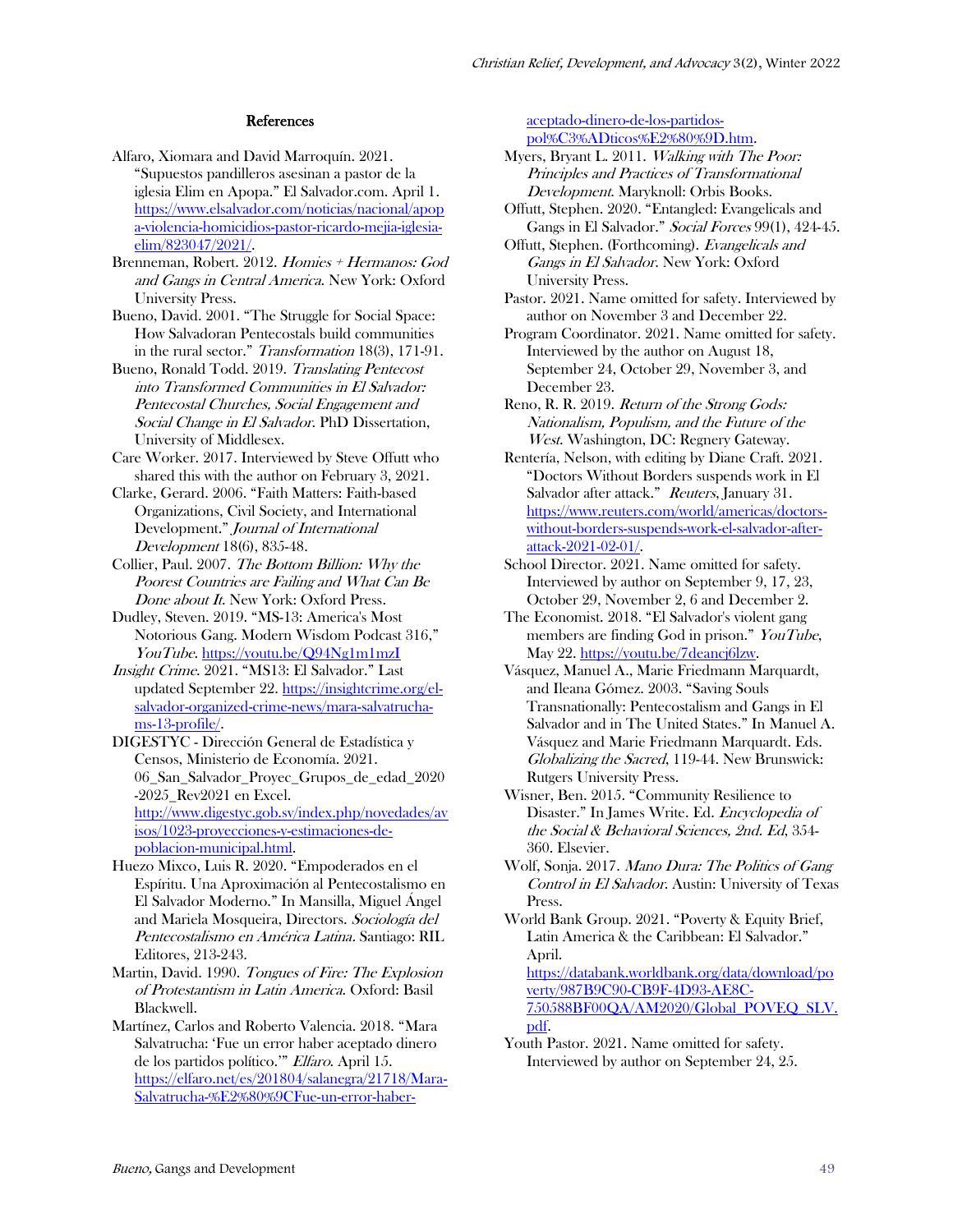## References

Alfaro, Xiomara and David Marroquín. 2021. "Supuestos pandilleros asesinan a pastor de la iglesia Elim en Apopa." El Salvador.com. April 1. https://www.elsalvador.com/noticias/nacional/apopa-violencia-homicidios-pastor-ricardo-mejia-iglesia-elim/823047/2021/.

Brenneman, Robert. 2012. *Homies + Hermanos: God and Gangs in Central America*. New York: Oxford University Press.

Bueno, David. 2001. "The Struggle for Social Space: How Salvadoran Pentecostals build communities in the rural sector." *Transformation* 18(3), 171-91.

Bueno, Ronald Todd. 2019. *Translating Pentecost into Transformed Communities in El Salvador: Pentecostal Churches, Social Engagement and Social Change in El Salvador*. PhD Dissertation, University of Middlesex.

Care Worker. 2017. Interviewed by Steve Offutt who shared this with the author on February 3, 2021.

Clarke, Gerard. 2006. "Faith Matters: Faith-based Organizations, Civil Society, and International Development." *Journal of International Development* 18(6), 835-48.

Collier, Paul. 2007. *The Bottom Billion: Why the Poorest Countries are Failing and What Can Be Done about It*. New York: Oxford Press.

Dudley, Steven. 2019. "MS-13: America's Most Notorious Gang. Modern Wisdom Podcast 316," *YouTube*. https://youtu.be/Q94Ng1m1mzI

*Insight Crime*. 2021. "MS13: El Salvador." Last updated September 22. https://insightcrime.org/el-salvador-organized-crime-news/mara-salvatrucha-ms-13-profile/.

DIGESTYC - Dirección General de Estadística y Censos, Ministerio de Economía. 2021. 06_San_Salvador_Proyec_Grupos_de_edad_2020-2025_Rev2021 en Excel. http://www.digestyc.gob.sv/index.php/novedades/avisos/1023-proyecciones-y-estimaciones-de-poblacion-municipal.html.

Huezo Mixco, Luis R. 2020. "Empoderados en el Espíritu. Una Aproximación al Pentecostalismo en El Salvador Moderno." In Mansilla, Miguel Ángel and Mariela Mosqueira, Directors. *Sociología del Pentecostalismo en América Latina*. Santiago: RIL Editores, 213-243.

Martin, David. 1990. *Tongues of Fire: The Explosion of Protestantism in Latin America*. Oxford: Basil Blackwell.

Martínez, Carlos and Roberto Valencia. 2018. "Mara Salvatrucha: 'Fue un error haber aceptado dinero de los partidos político.'" *Elfaro*. April 15. https://elfaro.net/es/201804/salanegra/21718/Mara-Salvatrucha-%E2%80%9CFue-un-error-haber-aceptado-dinero-de-los-partidos-pol%C3%ADticos%E2%80%9D.htm.

Myers, Bryant L. 2011. *Walking with The Poor: Principles and Practices of Transformational Development*. Maryknoll: Orbis Books.

Offutt, Stephen. 2020. "Entangled: Evangelicals and Gangs in El Salvador." *Social Forces* 99(1), 424-45.

Offutt, Stephen. (Forthcoming). *Evangelicals and Gangs in El Salvador*. New York: Oxford University Press.

Pastor. 2021. Name omitted for safety. Interviewed by author on November 3 and December 22.

Program Coordinator. 2021. Name omitted for safety. Interviewed by the author on August 18, September 24, October 29, November 3, and December 23.

Reno, R. R. 2019. *Return of the Strong Gods: Nationalism, Populism, and the Future of the West*. Washington, DC: Regnery Gateway.

Rentería, Nelson, with editing by Diane Craft. 2021. "Doctors Without Borders suspends work in El Salvador after attack." *Reuters*, January 31. https://www.reuters.com/world/americas/doctors-without-borders-suspends-work-el-salvador-after-attack-2021-02-01/.

School Director. 2021. Name omitted for safety. Interviewed by author on September 9, 17, 23, October 29, November 2, 6 and December 2.

The Economist. 2018. "El Salvador's violent gang members are finding God in prison." *YouTube*, May 22. https://youtu.be/7deancj6lzw.

Vásquez, Manuel A., Marie Friedmann Marquardt, and Ileana Gómez. 2003. "Saving Souls Transnationally: Pentecostalism and Gangs in El Salvador and in The United States." In Manuel A. Vásquez and Marie Friedmann Marquardt. Eds. *Globalizing the Sacred*, 119-44. New Brunswick: Rutgers University Press.

Wisner, Ben. 2015. "Community Resilience to Disaster." In James Write. Ed. *Encyclopedia of the Social & Behavioral Sciences, 2nd. Ed*, 354-360. Elsevier.

Wolf, Sonja. 2017. *Mano Dura: The Politics of Gang Control in El Salvador*. Austin: University of Texas Press.

World Bank Group. 2021. "Poverty & Equity Brief, Latin America & the Caribbean: El Salvador." April. https://databank.worldbank.org/data/download/poverty/987B9C90-CB9F-4D93-AE8C-750588BF00QA/AM2020/Global_POVEQ_SLV.pdf.

Youth Pastor. 2021. Name omitted for safety. Interviewed by author on September 24, 25.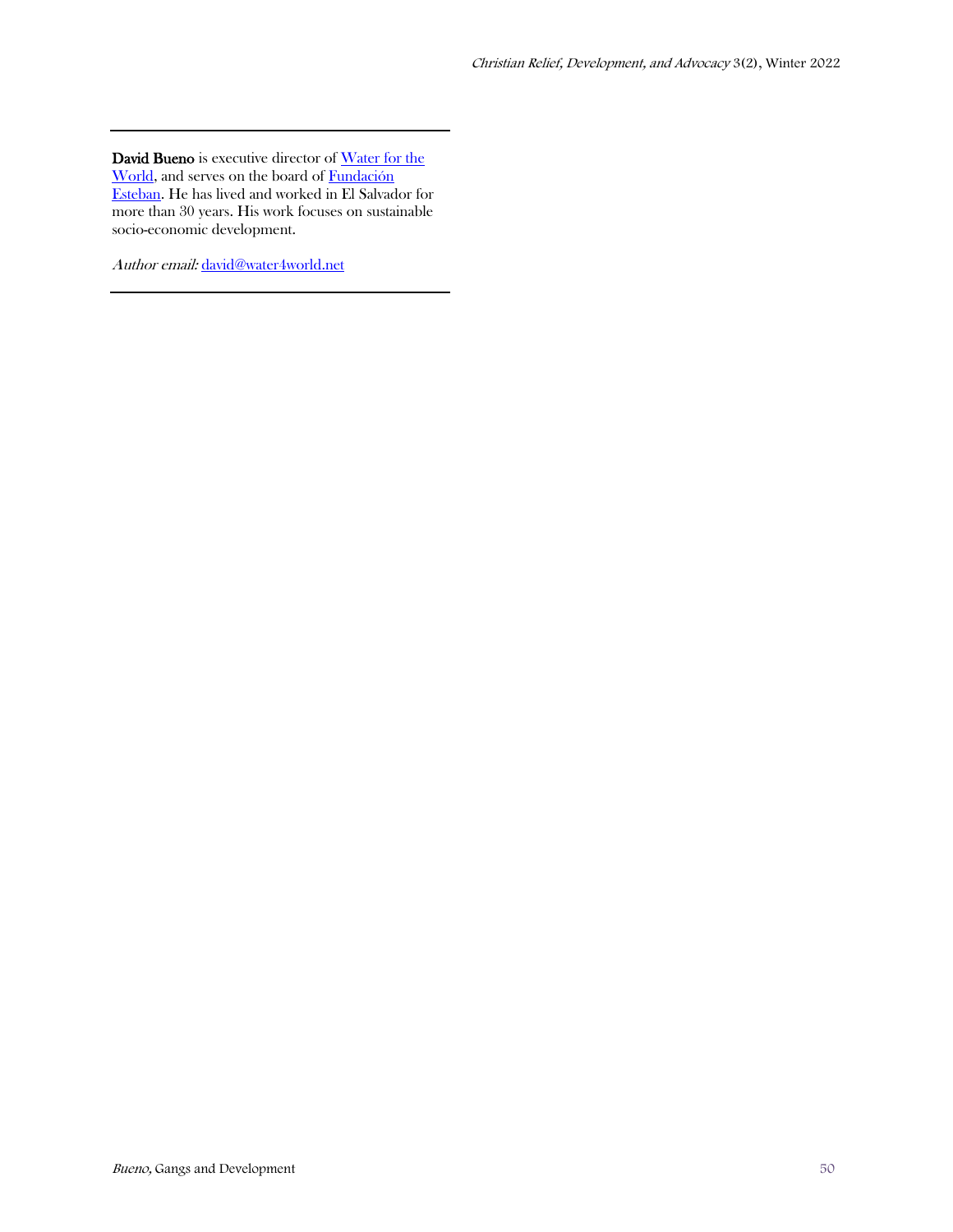---

**David Bueno** is executive director of [Water for the World](), and serves on the board of [Fundación Esteban](). He has lived and worked in El Salvador for more than 30 years. His work focuses on sustainable socio-economic development.

*Author email:* [david@water4world.net](mailto:david@water4world.net)

---